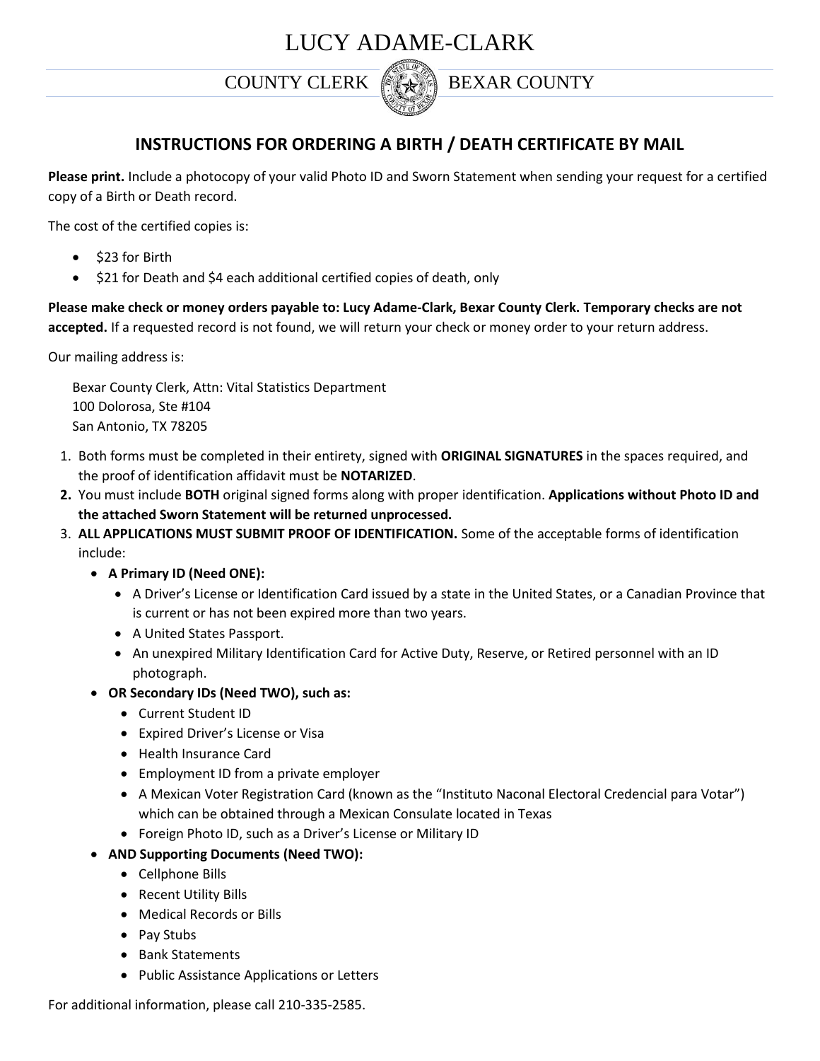# LUCY ADAME-CLARK

COUNTY CLERK BEXAR COUNTY

## INSTRUCTIONS FOR ORDERING A BIRTH / DEATH CERTIFICATE BY MAIL

**Please print.** Include a photocopy of your valid Photo ID and Sworn Statement when sending your request for a certified copy of a Birth or Death record.

The cost of the certified copies is:

- $23 for Birth
- $21 for Death and $4 each additional certified copies of death, only

**Please make check or money orders payable to: Lucy Adame-Clark, Bexar County Clerk. Temporary checks are not accepted.** If a requested record is not found, we will return your check or money order to your return address.

Our mailing address is:

Bexar County Clerk, Attn: Vital Statistics Department
100 Dolorosa, Ste #104
San Antonio, TX 78205

1. Both forms must be completed in their entirety, signed with **ORIGINAL SIGNATURES** in the spaces required, and the proof of identification affidavit must be **NOTARIZED**.
2. You must include **BOTH** original signed forms along with proper identification. **Applications without Photo ID and the attached Sworn Statement will be returned unprocessed.**
3. **ALL APPLICATIONS MUST SUBMIT PROOF OF IDENTIFICATION.** Some of the acceptable forms of identification include:
   - **A Primary ID (Need ONE):**
     - A Driver's License or Identification Card issued by a state in the United States, or a Canadian Province that is current or has not been expired more than two years.
     - A United States Passport.
     - An unexpired Military Identification Card for Active Duty, Reserve, or Retired personnel with an ID photograph.
   - **OR Secondary IDs (Need TWO), such as:**
     - Current Student ID
     - Expired Driver's License or Visa
     - Health Insurance Card
     - Employment ID from a private employer
     - A Mexican Voter Registration Card (known as the "Instituto Naconal Electoral Credencial para Votar") which can be obtained through a Mexican Consulate located in Texas
     - Foreign Photo ID, such as a Driver's License or Military ID
   - **AND Supporting Documents (Need TWO):**
     - Cellphone Bills
     - Recent Utility Bills
     - Medical Records or Bills
     - Pay Stubs
     - Bank Statements
     - Public Assistance Applications or Letters

For additional information, please call 210-335-2585.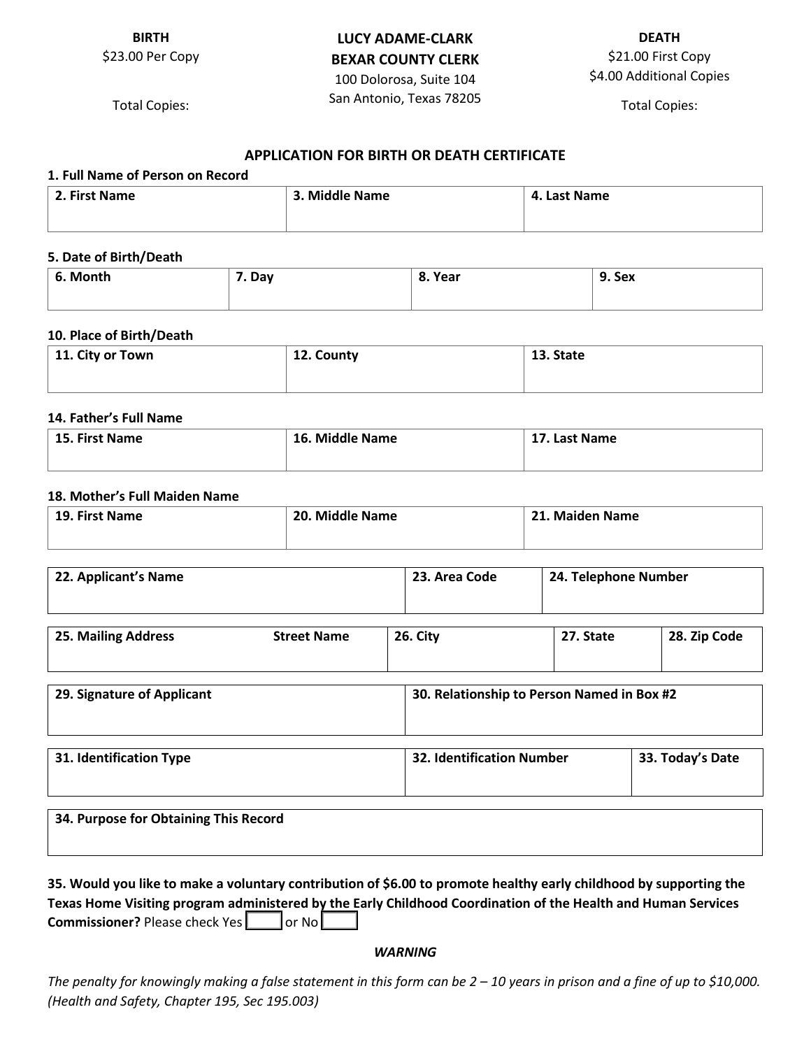**BIRTH**
$23.00 Per Copy

Total Copies:

**LUCY ADAME-CLARK**
**BEXAR COUNTY CLERK**
100 Dolorosa, Suite 104
San Antonio, Texas 78205

**DEATH**
$21.00 First Copy
$4.00 Additional Copies

Total Copies:

## APPLICATION FOR BIRTH OR DEATH CERTIFICATE

**1. Full Name of Person on Record**

| 2. First Name | 3. Middle Name | 4. Last Name |
|---|---|---|
| | | |

**5. Date of Birth/Death**

| 6. Month | 7. Day | 8. Year | 9. Sex |
|---|---|---|---|
| | | | |

**10. Place of Birth/Death**

| 11. City or Town | 12. County | 13. State |
|---|---|---|
| | | |

**14. Father's Full Name**

| 15. First Name | 16. Middle Name | 17. Last Name |
|---|---|---|
| | | |

**18. Mother's Full Maiden Name**

| 19. First Name | 20. Middle Name | 21. Maiden Name |
|---|---|---|
| | | |

| 22. Applicant's Name | 23. Area Code | 24. Telephone Number |
|---|---|---|
| | | |

| 25. Mailing Address Street Name | 26. City | 27. State | 28. Zip Code |
|---|---|---|---|
| | | | |

| 29. Signature of Applicant | 30. Relationship to Person Named in Box #2 |
|---|---|
| | |

| 31. Identification Type | 32. Identification Number | 33. Today's Date |
|---|---|---|
| | | |

| 34. Purpose for Obtaining This Record |
|---|
| |

**35. Would you like to make a voluntary contribution of $6.00 to promote healthy early childhood by supporting the Texas Home Visiting program administered by the Early Childhood Coordination of the Health and Human Services Commissioner?** Please check Yes [ ] or No [ ]

***WARNING***

*The penalty for knowingly making a false statement in this form can be 2 – 10 years in prison and a fine of up to $10,000. (Health and Safety, Chapter 195, Sec 195.003)*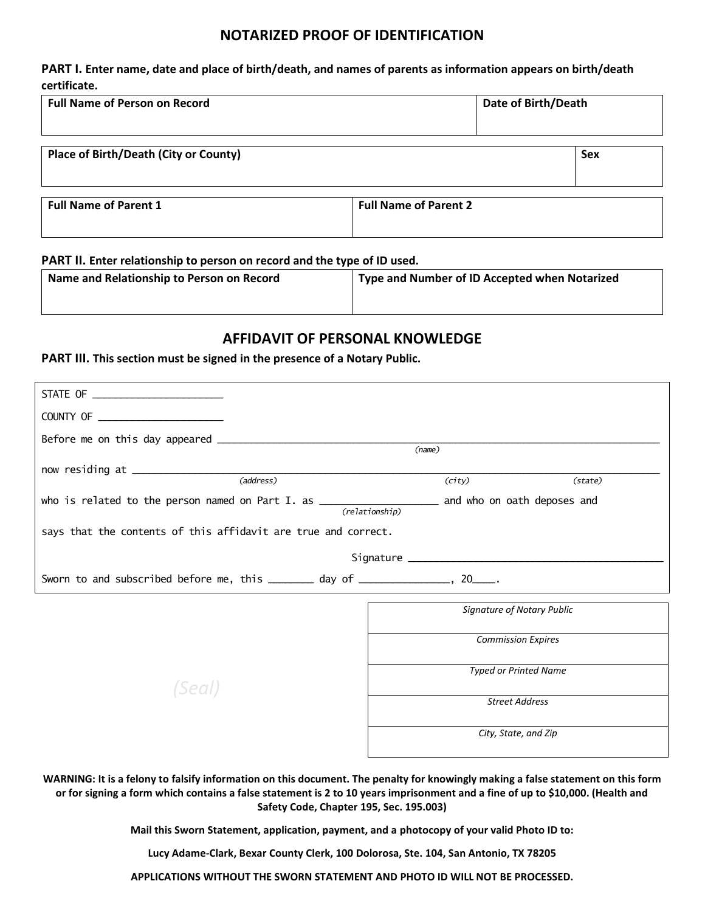# NOTARIZED PROOF OF IDENTIFICATION

**PART I. Enter name, date and place of birth/death, and names of parents as information appears on birth/death certificate.**

| Full Name of Person on Record | Date of Birth/Death |
|---|---|
| | |

| Place of Birth/Death (City or County) | Sex |
|---|---|
| | |

| Full Name of Parent 1 | Full Name of Parent 2 |
|---|---|
| | |

**PART II. Enter relationship to person on record and the type of ID used.**

| Name and Relationship to Person on Record | Type and Number of ID Accepted when Notarized |
|---|---|
| | |

## AFFIDAVIT OF PERSONAL KNOWLEDGE

**PART III. This section must be signed in the presence of a Notary Public.**

STATE OF ______________________

COUNTY OF _____________________

Before me on this day appeared ______________________________________________________________
*(name)*

now residing at _____________________________________________________________________________
*(address)* *(city)* *(state)*

who is related to the person named on Part I. as ____________________ and who on oath deposes and
*(relationship)*

says that the contents of this affidavit are true and correct.

Signature ____________________________________________

Sworn to and subscribed before me, this _______ day of _______________, 20____.

*(Seal)*

| |
|---|
| *Signature of Notary Public* |
| *Commission Expires* |
| *Typed or Printed Name* |
| *Street Address* |
| *City, State, and Zip* |

**WARNING: It is a felony to falsify information on this document. The penalty for knowingly making a false statement on this form or for signing a form which contains a false statement is 2 to 10 years imprisonment and a fine of up to $10,000. (Health and Safety Code, Chapter 195, Sec. 195.003)**

**Mail this Sworn Statement, application, payment, and a photocopy of your valid Photo ID to:**

**Lucy Adame-Clark, Bexar County Clerk, 100 Dolorosa, Ste. 104, San Antonio, TX 78205**

**APPLICATIONS WITHOUT THE SWORN STATEMENT AND PHOTO ID WILL NOT BE PROCESSED.**